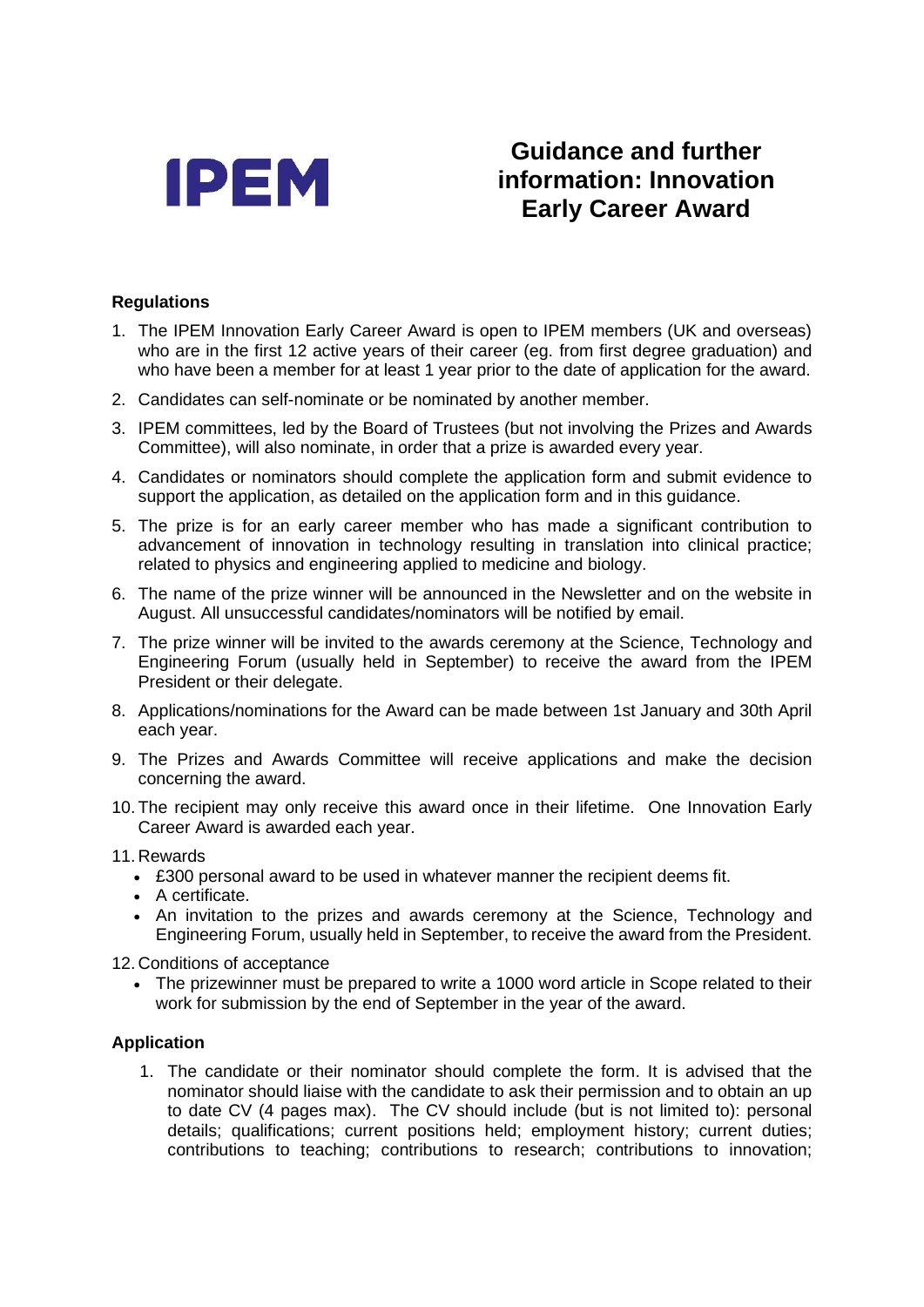IPEM

# Guidance and further information: Innovation Early Career Award

## Regulations

1. The IPEM Innovation Early Career Award is open to IPEM members (UK and overseas) who are in the first 12 active years of their career (eg. from first degree graduation) and who have been a member for at least 1 year prior to the date of application for the award.
2. Candidates can self-nominate or be nominated by another member.
3. IPEM committees, led by the Board of Trustees (but not involving the Prizes and Awards Committee), will also nominate, in order that a prize is awarded every year.
4. Candidates or nominators should complete the application form and submit evidence to support the application, as detailed on the application form and in this guidance.
5. The prize is for an early career member who has made a significant contribution to advancement of innovation in technology resulting in translation into clinical practice; related to physics and engineering applied to medicine and biology.
6. The name of the prize winner will be announced in the Newsletter and on the website in August. All unsuccessful candidates/nominators will be notified by email.
7. The prize winner will be invited to the awards ceremony at the Science, Technology and Engineering Forum (usually held in September) to receive the award from the IPEM President or their delegate.
8. Applications/nominations for the Award can be made between 1st January and 30th April each year.
9. The Prizes and Awards Committee will receive applications and make the decision concerning the award.
10. The recipient may only receive this award once in their lifetime. One Innovation Early Career Award is awarded each year.
11. Rewards
    - £300 personal award to be used in whatever manner the recipient deems fit.
    - A certificate.
    - An invitation to the prizes and awards ceremony at the Science, Technology and Engineering Forum, usually held in September, to receive the award from the President.
12. Conditions of acceptance
    - The prizewinner must be prepared to write a 1000 word article in Scope related to their work for submission by the end of September in the year of the award.

## Application

1. The candidate or their nominator should complete the form. It is advised that the nominator should liaise with the candidate to ask their permission and to obtain an up to date CV (4 pages max). The CV should include (but is not limited to): personal details; qualifications; current positions held; employment history; current duties; contributions to teaching; contributions to research; contributions to innovation;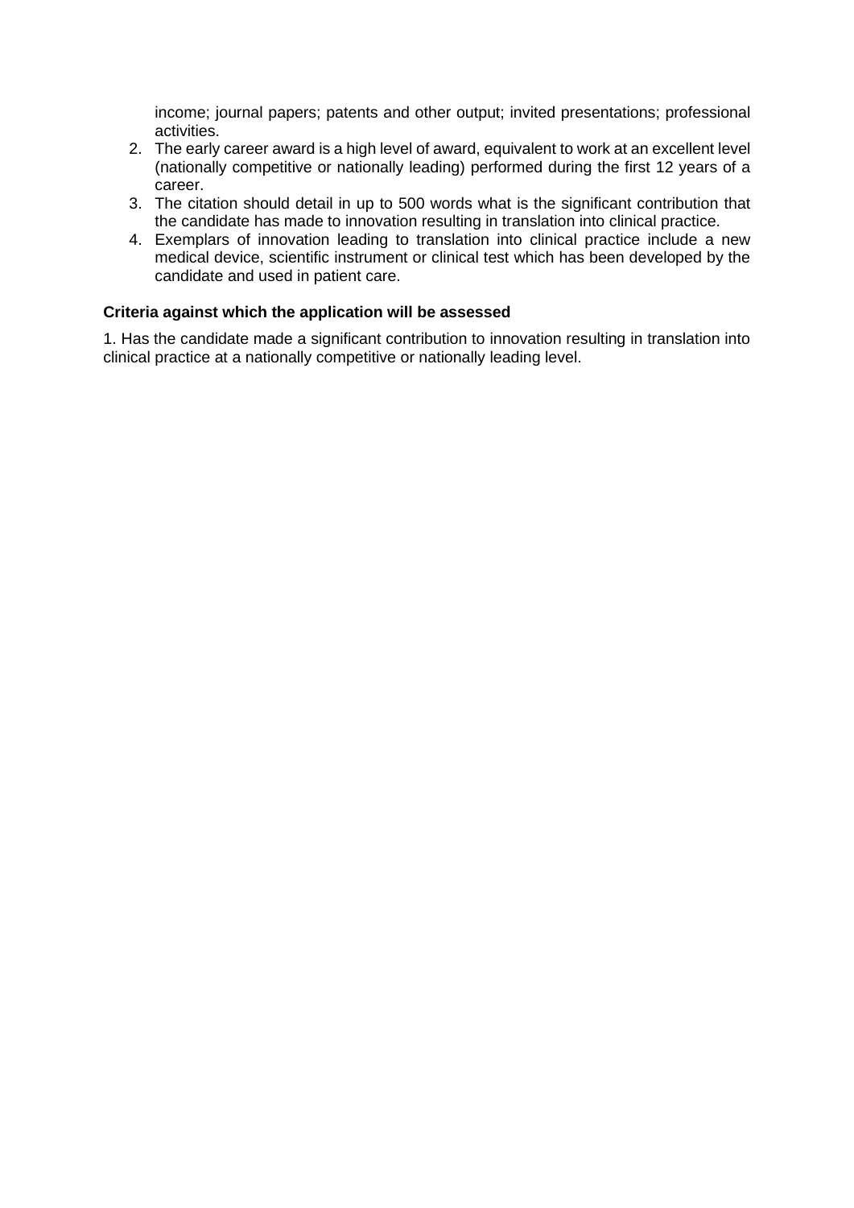income; journal papers; patents and other output; invited presentations; professional activities.

2. The early career award is a high level of award, equivalent to work at an excellent level (nationally competitive or nationally leading) performed during the first 12 years of a career.
3. The citation should detail in up to 500 words what is the significant contribution that the candidate has made to innovation resulting in translation into clinical practice.
4. Exemplars of innovation leading to translation into clinical practice include a new medical device, scientific instrument or clinical test which has been developed by the candidate and used in patient care.

**Criteria against which the application will be assessed**

1. Has the candidate made a significant contribution to innovation resulting in translation into clinical practice at a nationally competitive or nationally leading level.